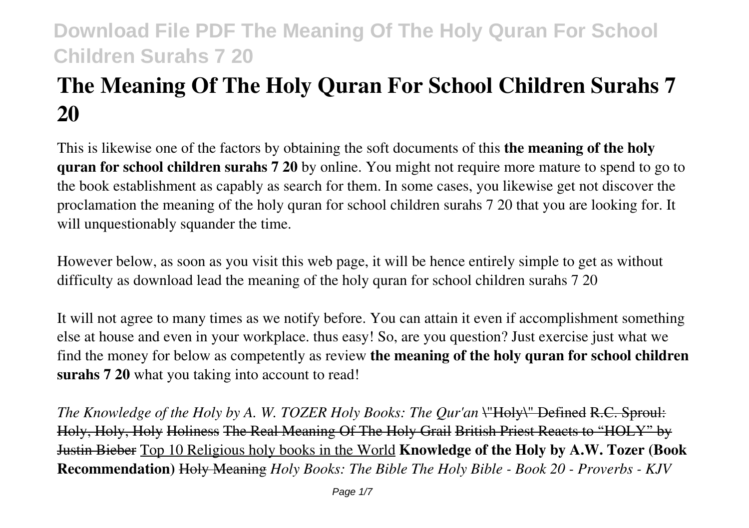# The Meaning Of The Holy Quran For School Children Surahs 7 20

This is likewise one of the factors by obtaining the soft documents of this **the meaning of the holy quran for school children surahs 7 20** by online. You might not require more mature to spend to go to the book establishment as capably as search for them. In some cases, you likewise get not discover the proclamation the meaning of the holy quran for school children surahs 7 20 that you are looking for. It will unquestionably squander the time.

However below, as soon as you visit this web page, it will be hence entirely simple to get as without difficulty as download lead the meaning of the holy quran for school children surahs 7 20

It will not agree to many times as we notify before. You can attain it even if accomplishment something else at house and even in your workplace. thus easy! So, are you question? Just exercise just what we find the money for below as competently as review **the meaning of the holy quran for school children surahs 7 20** what you taking into account to read!

*The Knowledge of the Holy by A. W. TOZER* *Holy Books: The Qur'an* ~~"Holy" Defined~~ ~~R.C. Sproul: Holy, Holy, Holy~~ ~~Holiness~~ ~~The Real Meaning Of The Holy Grail~~ ~~British Priest Reacts to "HOLY" by Justin Bieber~~ Top 10 Religious holy books in the World **Knowledge of the Holy by A.W. Tozer (Book Recommendation)** ~~Holy Meaning~~ *Holy Books: The Bible* *The Holy Bible - Book 20 - Proverbs - KJV*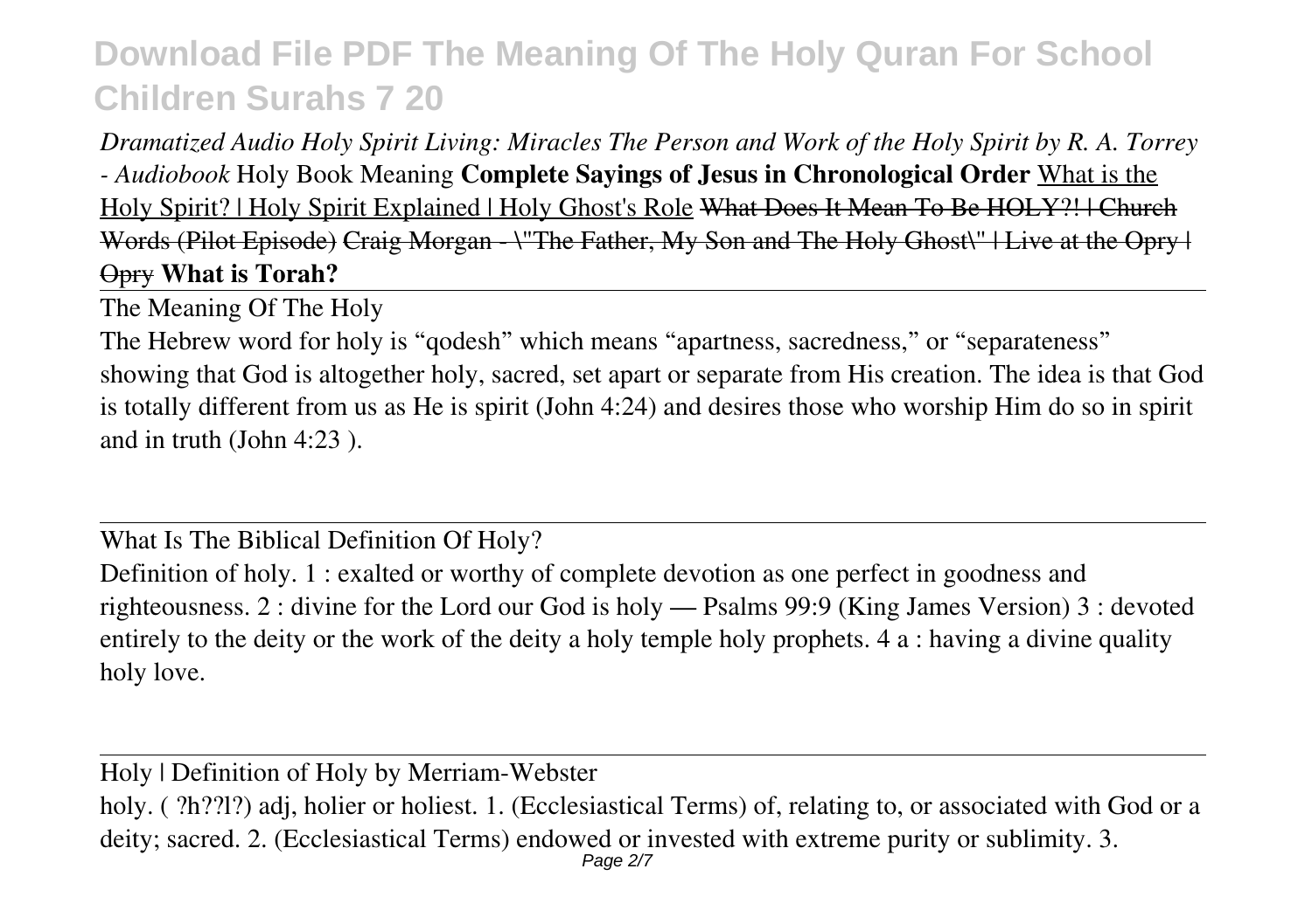*Dramatized Audio Holy Spirit Living: Miracles The Person and Work of the Holy Spirit by R. A. Torrey - Audiobook* Holy Book Meaning **Complete Sayings of Jesus in Chronological Order** What is the Holy Spirit? | Holy Spirit Explained | Holy Ghost's Role ~~What Does It Mean To Be HOLY?! | Church Words (Pilot Episode)~~ ~~Craig Morgan - \"The Father, My Son and The Holy Ghost\" | Live at the Opry | Opry~~ **What is Torah?**

## The Meaning Of The Holy

The Hebrew word for holy is "qodesh" which means "apartness, sacredness," or "separateness" showing that God is altogether holy, sacred, set apart or separate from His creation. The idea is that God is totally different from us as He is spirit (John 4:24) and desires those who worship Him do so in spirit and in truth (John 4:23 ).

## What Is The Biblical Definition Of Holy?

Definition of holy. 1 : exalted or worthy of complete devotion as one perfect in goodness and righteousness. 2 : divine for the Lord our God is holy — Psalms 99:9 (King James Version) 3 : devoted entirely to the deity or the work of the deity a holy temple holy prophets. 4 a : having a divine quality holy love.

## Holy | Definition of Holy by Merriam-Webster

holy. ( ?h??l?) adj, holier or holiest. 1. (Ecclesiastical Terms) of, relating to, or associated with God or a deity; sacred. 2. (Ecclesiastical Terms) endowed or invested with extreme purity or sublimity. 3.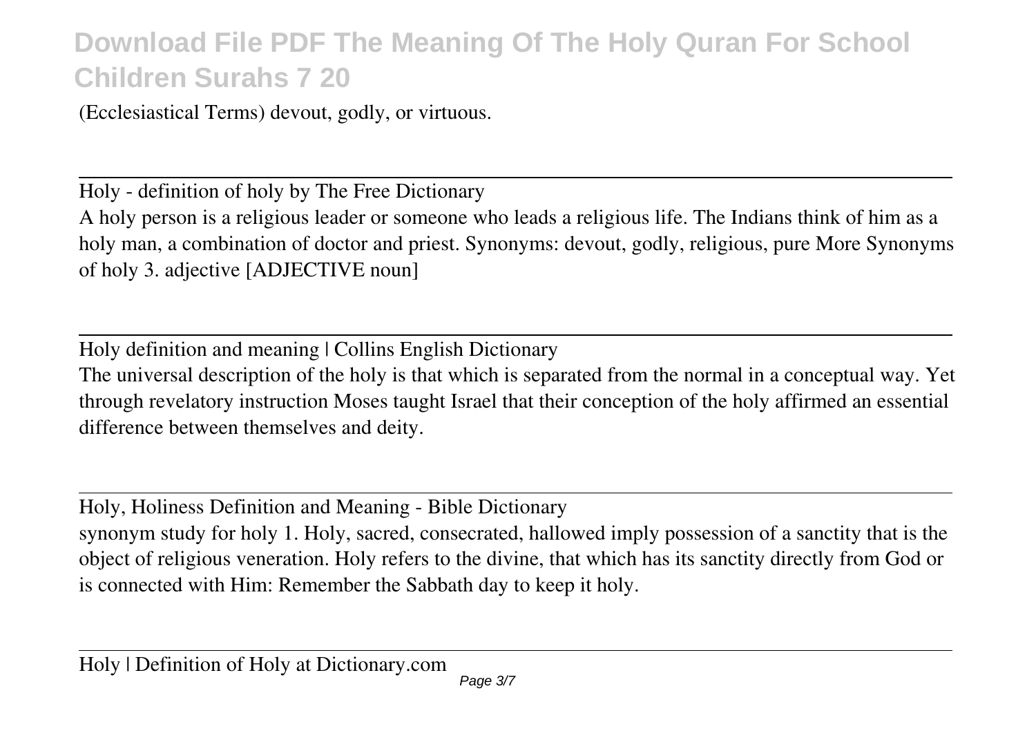(Ecclesiastical Terms) devout, godly, or virtuous.

Holy - definition of holy by The Free Dictionary

A holy person is a religious leader or someone who leads a religious life. The Indians think of him as a holy man, a combination of doctor and priest. Synonyms: devout, godly, religious, pure More Synonyms of holy 3. adjective [ADJECTIVE noun]

Holy definition and meaning | Collins English Dictionary

The universal description of the holy is that which is separated from the normal in a conceptual way. Yet through revelatory instruction Moses taught Israel that their conception of the holy affirmed an essential difference between themselves and deity.

Holy, Holiness Definition and Meaning - Bible Dictionary

synonym study for holy 1. Holy, sacred, consecrated, hallowed imply possession of a sanctity that is the object of religious veneration. Holy refers to the divine, that which has its sanctity directly from God or is connected with Him: Remember the Sabbath day to keep it holy.

Holy | Definition of Holy at Dictionary.com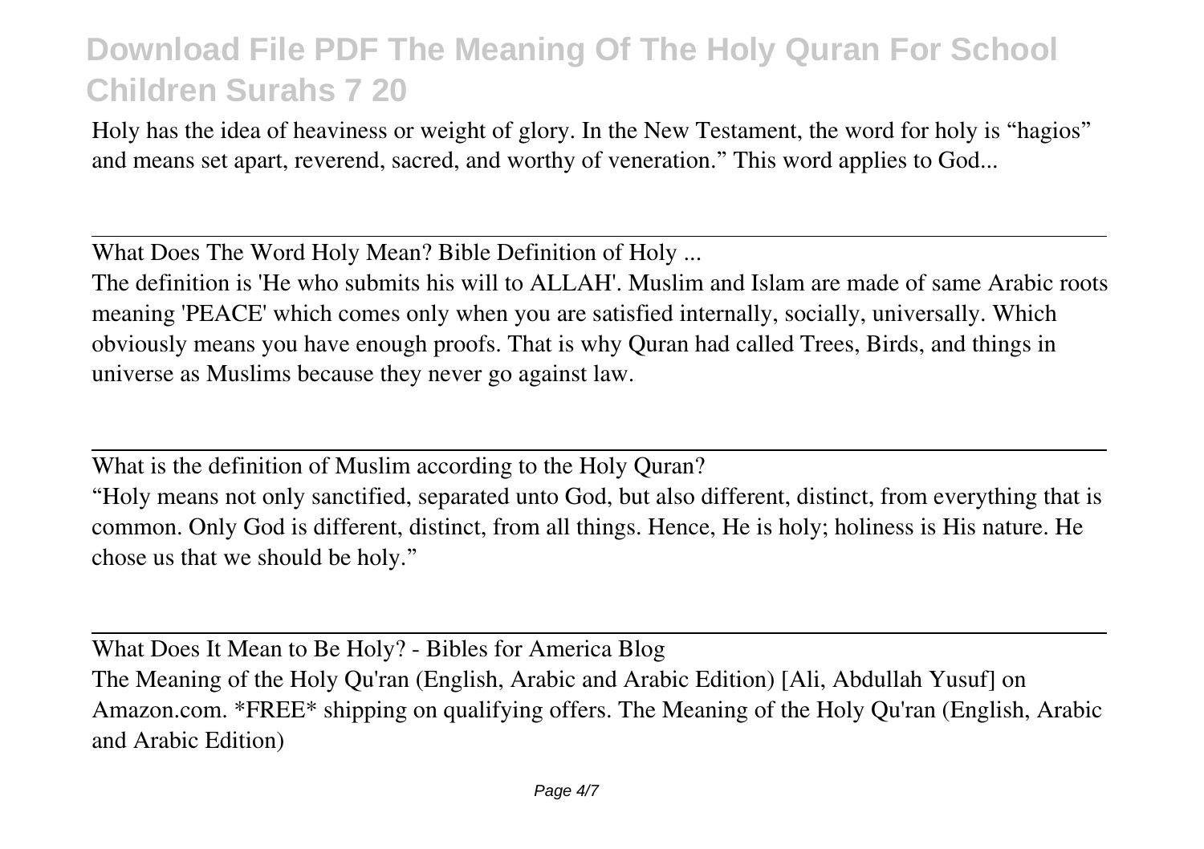Holy has the idea of heaviness or weight of glory. In the New Testament, the word for holy is "hagios" and means set apart, reverend, sacred, and worthy of veneration." This word applies to God...

---

What Does The Word Holy Mean? Bible Definition of Holy ...

The definition is 'He who submits his will to ALLAH'. Muslim and Islam are made of same Arabic roots meaning 'PEACE' which comes only when you are satisfied internally, socially, universally. Which obviously means you have enough proofs. That is why Quran had called Trees, Birds, and things in universe as Muslims because they never go against law.

---

What is the definition of Muslim according to the Holy Quran?

"Holy means not only sanctified, separated unto God, but also different, distinct, from everything that is common. Only God is different, distinct, from all things. Hence, He is holy; holiness is His nature. He chose us that we should be holy."

---

What Does It Mean to Be Holy? - Bibles for America Blog

The Meaning of the Holy Qu'ran (English, Arabic and Arabic Edition) [Ali, Abdullah Yusuf] on Amazon.com. *FREE* shipping on qualifying offers. The Meaning of the Holy Qu'ran (English, Arabic and Arabic Edition)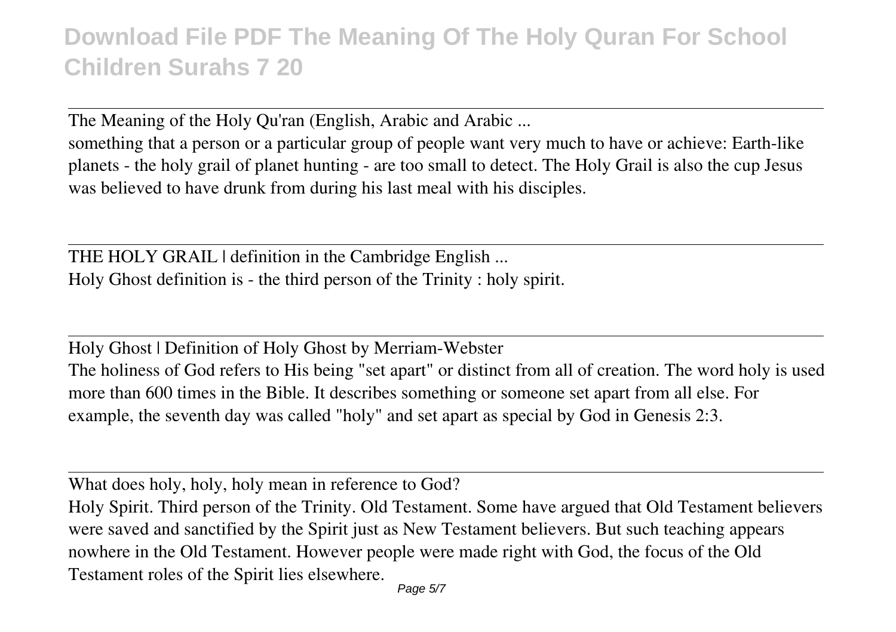The Meaning of the Holy Qu'ran (English, Arabic and Arabic ...

something that a person or a particular group of people want very much to have or achieve: Earth-like planets - the holy grail of planet hunting - are too small to detect. The Holy Grail is also the cup Jesus was believed to have drunk from during his last meal with his disciples.

---

THE HOLY GRAIL | definition in the Cambridge English ...

Holy Ghost definition is - the third person of the Trinity : holy spirit.

---

Holy Ghost | Definition of Holy Ghost by Merriam-Webster

The holiness of God refers to His being "set apart" or distinct from all of creation. The word holy is used more than 600 times in the Bible. It describes something or someone set apart from all else. For example, the seventh day was called "holy" and set apart as special by God in Genesis 2:3.

---

What does holy, holy, holy mean in reference to God?

Holy Spirit. Third person of the Trinity. Old Testament. Some have argued that Old Testament believers were saved and sanctified by the Spirit just as New Testament believers. But such teaching appears nowhere in the Old Testament. However people were made right with God, the focus of the Old Testament roles of the Spirit lies elsewhere.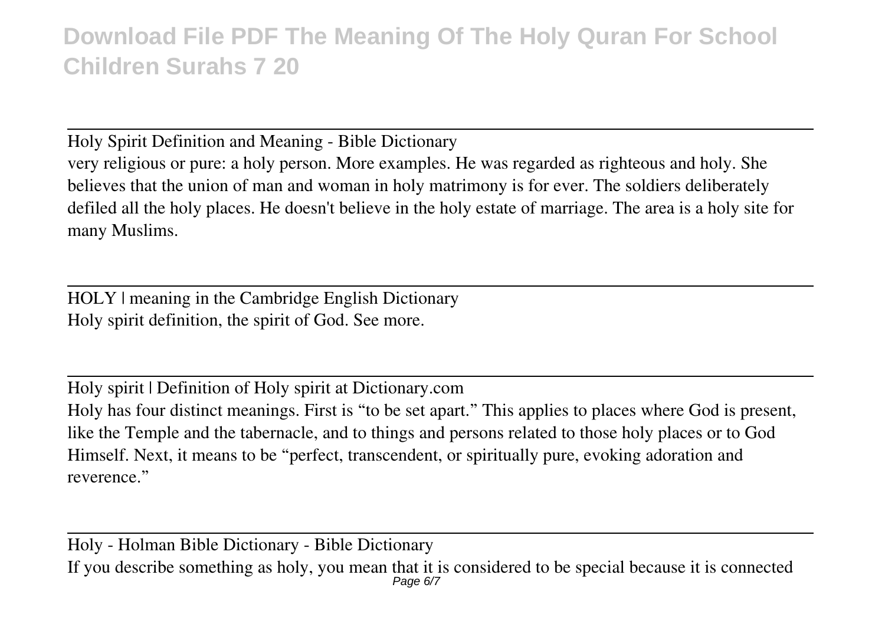Holy Spirit Definition and Meaning - Bible Dictionary

very religious or pure: a holy person. More examples. He was regarded as righteous and holy. She believes that the union of man and woman in holy matrimony is for ever. The soldiers deliberately defiled all the holy places. He doesn't believe in the holy estate of marriage. The area is a holy site for many Muslims.

HOLY | meaning in the Cambridge English Dictionary

Holy spirit definition, the spirit of God. See more.

Holy spirit | Definition of Holy spirit at Dictionary.com

Holy has four distinct meanings. First is "to be set apart." This applies to places where God is present, like the Temple and the tabernacle, and to things and persons related to those holy places or to God Himself. Next, it means to be "perfect, transcendent, or spiritually pure, evoking adoration and reverence."

Holy - Holman Bible Dictionary - Bible Dictionary

If you describe something as holy, you mean that it is considered to be special because it is connected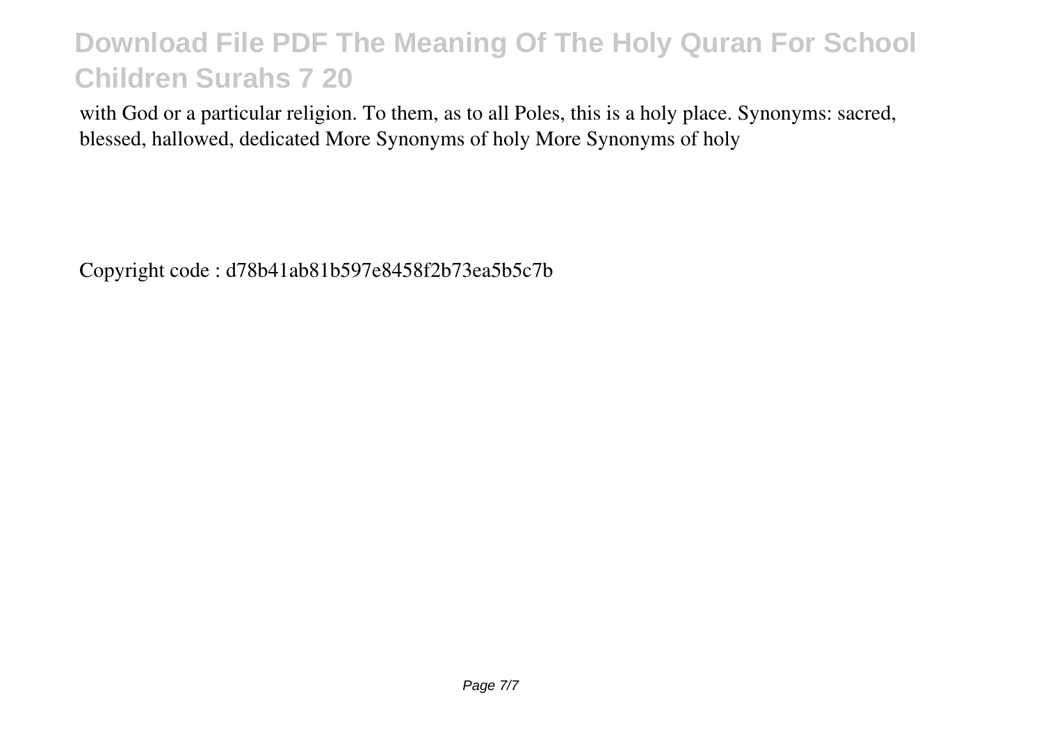with God or a particular religion. To them, as to all Poles, this is a holy place. Synonyms: sacred, blessed, hallowed, dedicated More Synonyms of holy More Synonyms of holy

Copyright code : d78b41ab81b597e8458f2b73ea5b5c7b